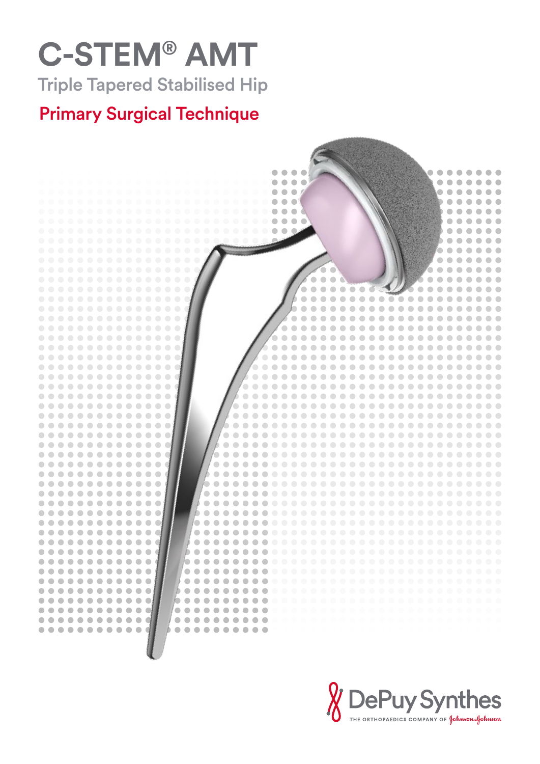# C-STEM® AMT

## Triple Tapered Stabilised Hip

## Primary Surgical Technique

DePuy Synthes

THE ORTHOPAEDICS COMPANY OF Johnson & Johnson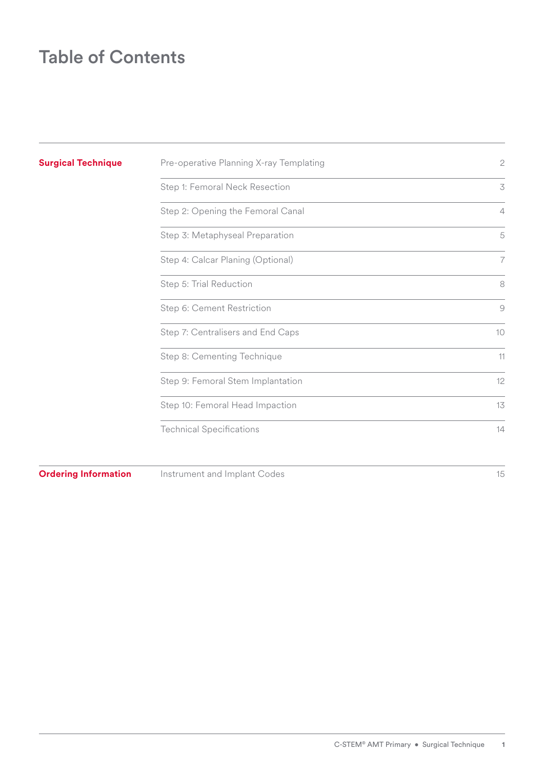# Table of Contents

| | | |
|---|---|---|
| **Surgical Technique** | Pre-operative Planning X-ray Templating | 2 |
| | Step 1: Femoral Neck Resection | 3 |
| | Step 2: Opening the Femoral Canal | 4 |
| | Step 3: Metaphyseal Preparation | 5 |
| | Step 4: Calcar Planing (Optional) | 7 |
| | Step 5: Trial Reduction | 8 |
| | Step 6: Cement Restriction | 9 |
| | Step 7: Centralisers and End Caps | 10 |
| | Step 8: Cementing Technique | 11 |
| | Step 9: Femoral Stem Implantation | 12 |
| | Step 10: Femoral Head Impaction | 13 |
| | Technical Specifications | 14 |
| **Ordering Information** | Instrument and Implant Codes | 15 |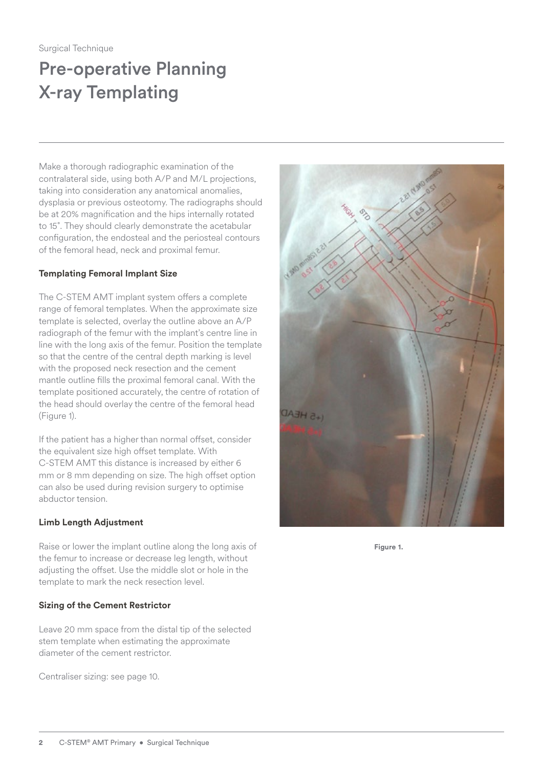Surgical Technique

# Pre-operative Planning X-ray Templating

Make a thorough radiographic examination of the contralateral side, using both A/P and M/L projections, taking into consideration any anatomical anomalies, dysplasia or previous osteotomy. The radiographs should be at 20% magnification and the hips internally rotated to 15˚. They should clearly demonstrate the acetabular configuration, the endosteal and the periosteal contours of the femoral head, neck and proximal femur.

**Templating Femoral Implant Size**

The C-STEM AMT implant system offers a complete range of femoral templates. When the approximate size template is selected, overlay the outline above an A/P radiograph of the femur with the implant's centre line in line with the long axis of the femur. Position the template so that the centre of the central depth marking is level with the proposed neck resection and the cement mantle outline fills the proximal femoral canal. With the template positioned accurately, the centre of rotation of the head should overlay the centre of the femoral head (Figure 1).

If the patient has a higher than normal offset, consider the equivalent size high offset template. With C-STEM AMT this distance is increased by either 6 mm or 8 mm depending on size. The high offset option can also be used during revision surgery to optimise abductor tension.

**Limb Length Adjustment**

Raise or lower the implant outline along the long axis of the femur to increase or decrease leg length, without adjusting the offset. Use the middle slot or hole in the template to mark the neck resection level.

**Sizing of the Cement Restrictor**

Leave 20 mm space from the distal tip of the selected stem template when estimating the approximate diameter of the cement restrictor.

Centraliser sizing: see page 10.

**Figure 1.**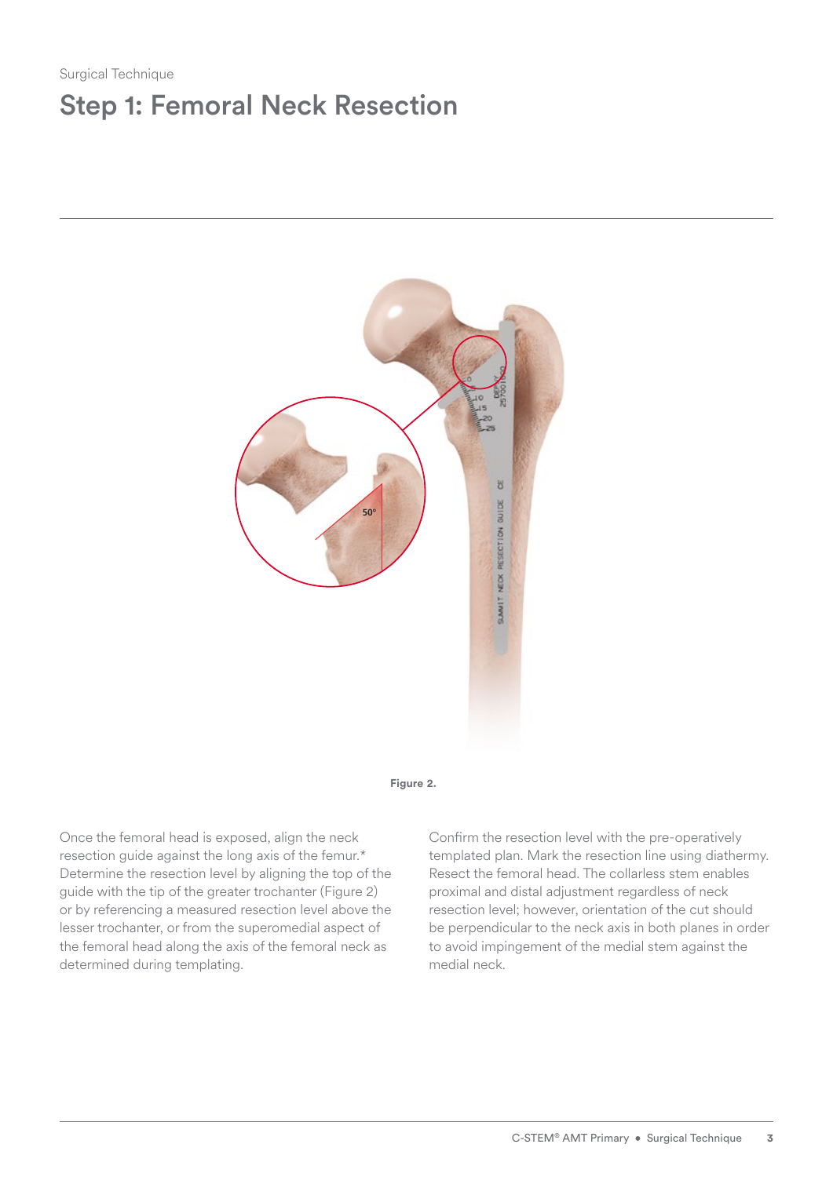Surgical Technique

# Step 1: Femoral Neck Resection

Figure 2.

Once the femoral head is exposed, align the neck resection guide against the long axis of the femur.* Determine the resection level by aligning the top of the guide with the tip of the greater trochanter (Figure 2) or by referencing a measured resection level above the lesser trochanter, or from the superomedial aspect of the femoral head along the axis of the femoral neck as determined during templating.

Confirm the resection level with the pre-operatively templated plan. Mark the resection line using diathermy. Resect the femoral head. The collarless stem enables proximal and distal adjustment regardless of neck resection level; however, orientation of the cut should be perpendicular to the neck axis in both planes in order to avoid impingement of the medial stem against the medial neck.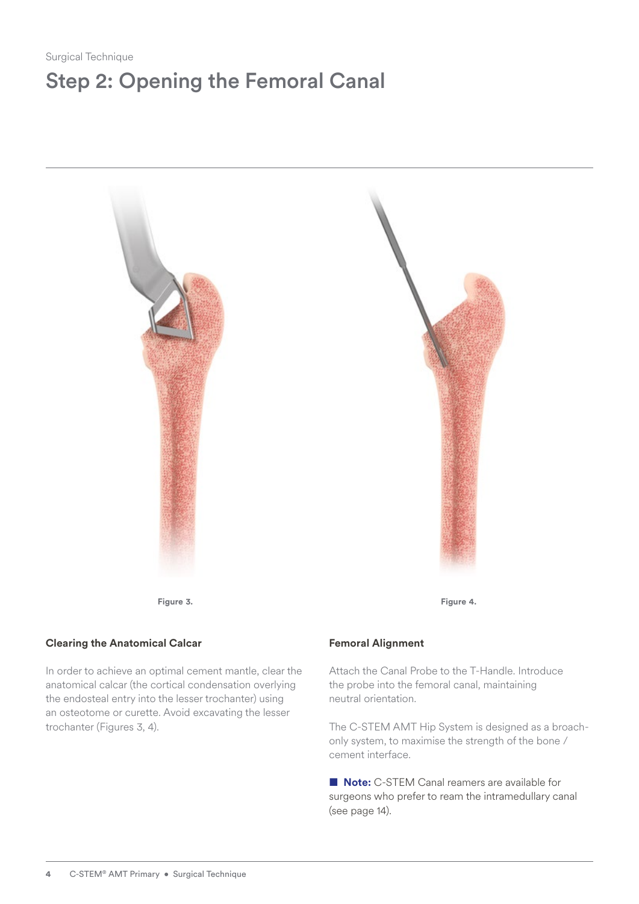Surgical Technique

# Step 2: Opening the Femoral Canal

Figure 3.

Figure 4.

**Clearing the Anatomical Calcar**

In order to achieve an optimal cement mantle, clear the anatomical calcar (the cortical condensation overlying the endosteal entry into the lesser trochanter) using an osteotome or curette. Avoid excavating the lesser trochanter (Figures 3, 4).

**Femoral Alignment**

Attach the Canal Probe to the T-Handle. Introduce the probe into the femoral canal, maintaining neutral orientation.

The C-STEM AMT Hip System is designed as a broach-only system, to maximise the strength of the bone / cement interface.

■ **Note:** C-STEM Canal reamers are available for surgeons who prefer to ream the intramedullary canal (see page 14).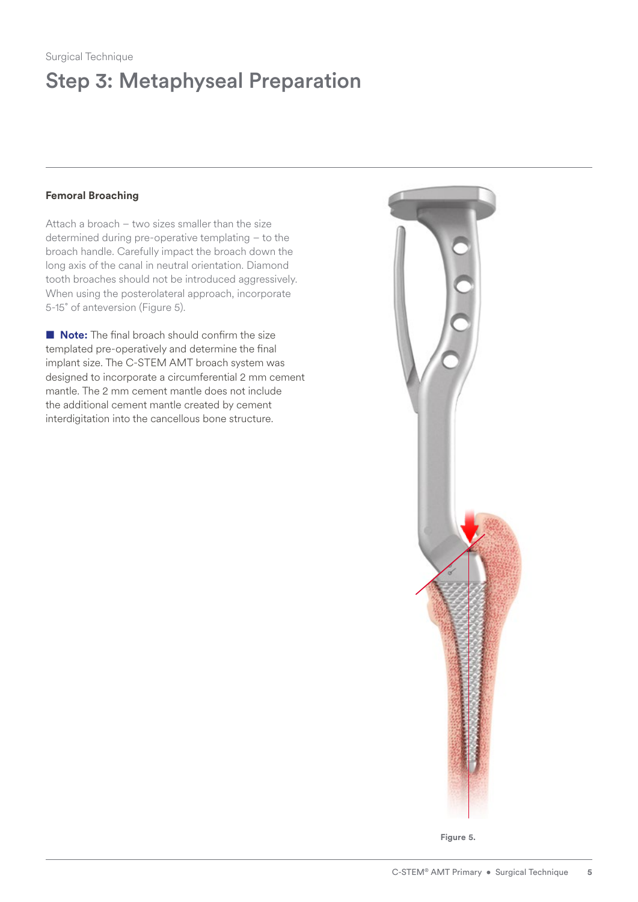Surgical Technique

# Step 3: Metaphyseal Preparation

### Femoral Broaching

Attach a broach – two sizes smaller than the size determined during pre-operative templating – to the broach handle. Carefully impact the broach down the long axis of the canal in neutral orientation. Diamond tooth broaches should not be introduced aggressively. When using the posterolateral approach, incorporate 5-15° of anteversion (Figure 5).

■ **Note:** The final broach should confirm the size templated pre-operatively and determine the final implant size. The C-STEM AMT broach system was designed to incorporate a circumferential 2 mm cement mantle. The 2 mm cement mantle does not include the additional cement mantle created by cement interdigitation into the cancellous bone structure.

**Figure 5.**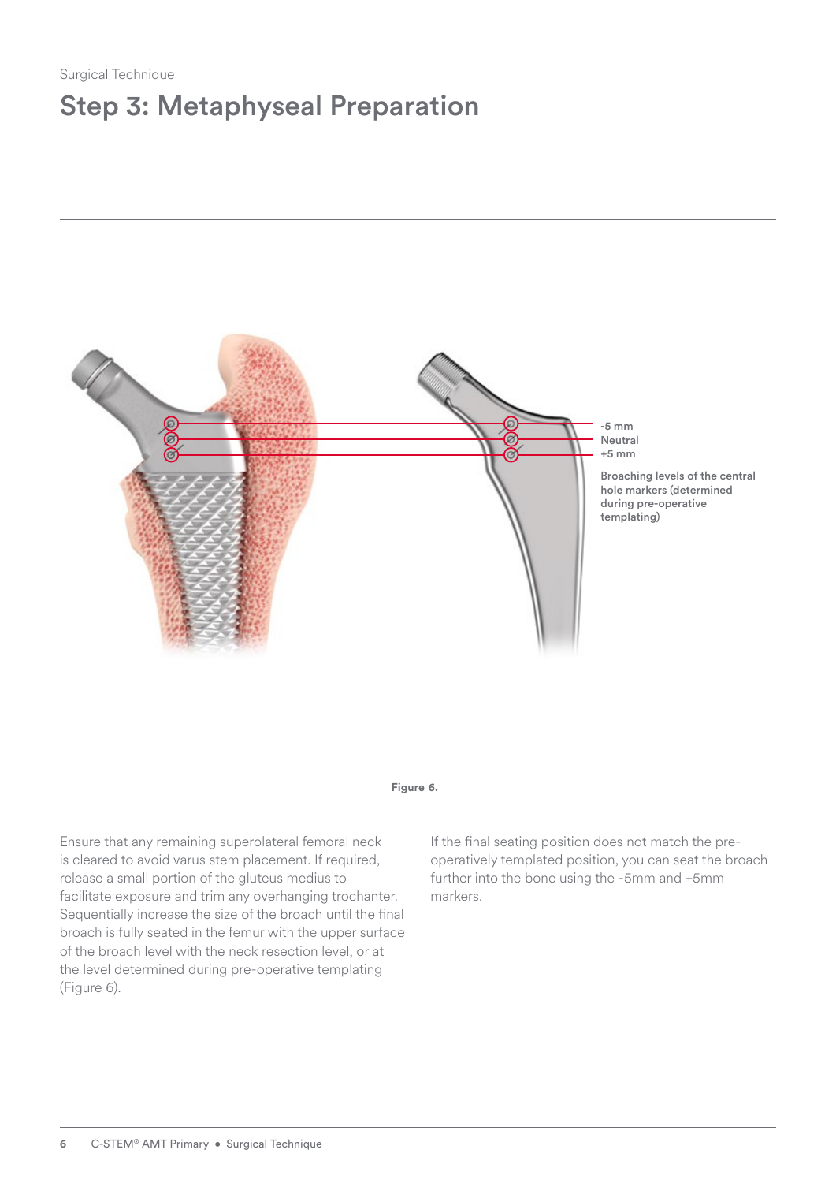Surgical Technique

# Step 3: Metaphyseal Preparation

-5 mm
Neutral
+5 mm

Broaching levels of the central hole markers (determined during pre-operative templating)

**Figure 6.**

Ensure that any remaining superolateral femoral neck is cleared to avoid varus stem placement. If required, release a small portion of the gluteus medius to facilitate exposure and trim any overhanging trochanter. Sequentially increase the size of the broach until the final broach is fully seated in the femur with the upper surface of the broach level with the neck resection level, or at the level determined during pre-operative templating (Figure 6).

If the final seating position does not match the pre-operatively templated position, you can seat the broach further into the bone using the -5mm and +5mm markers.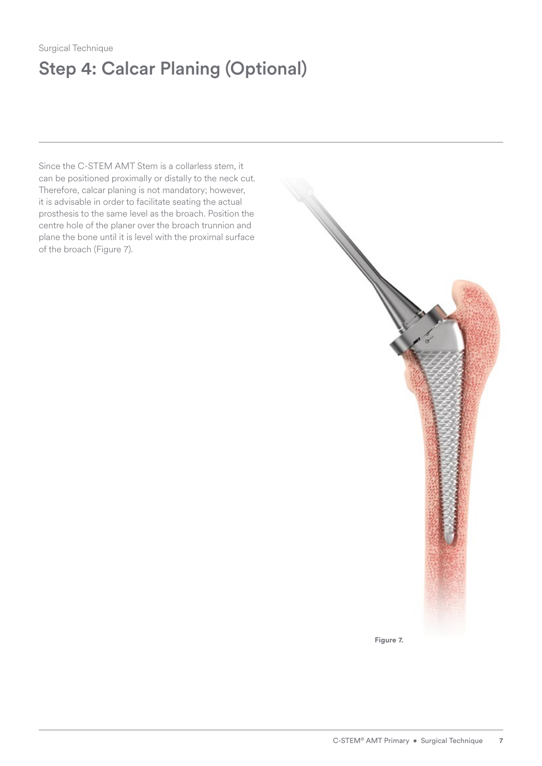Surgical Technique

# Step 4: Calcar Planing (Optional)

Since the C-STEM AMT Stem is a collarless stem, it can be positioned proximally or distally to the neck cut. Therefore, calcar planing is not mandatory; however, it is advisable in order to facilitate seating the actual prosthesis to the same level as the broach. Position the centre hole of the planer over the broach trunnion and plane the bone until it is level with the proximal surface of the broach (Figure 7).

**Figure 7.**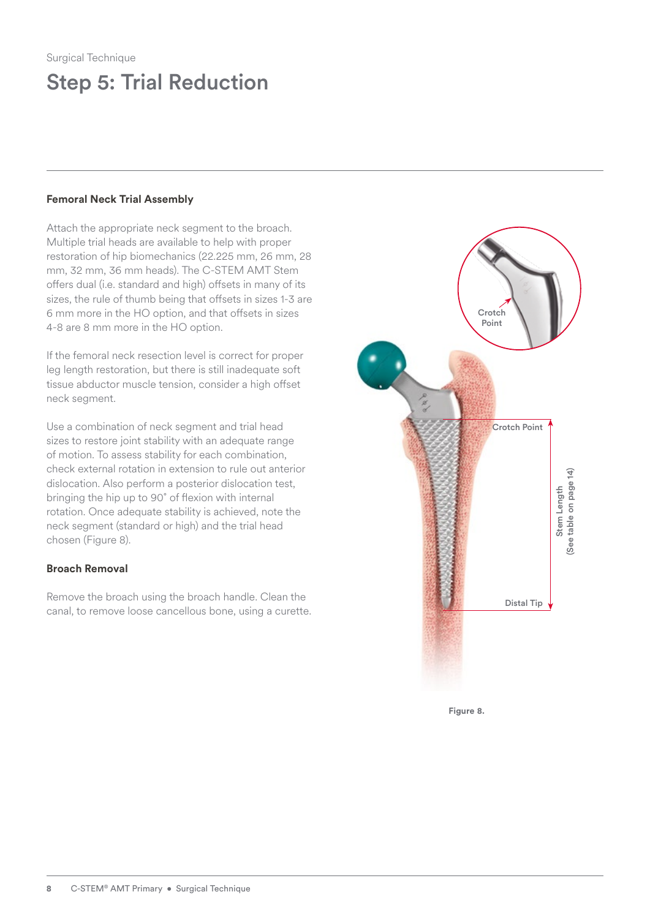Surgical Technique

# Step 5: Trial Reduction

### Femoral Neck Trial Assembly

Attach the appropriate neck segment to the broach. Multiple trial heads are available to help with proper restoration of hip biomechanics (22.225 mm, 26 mm, 28 mm, 32 mm, 36 mm heads). The C-STEM AMT Stem offers dual (i.e. standard and high) offsets in many of its sizes, the rule of thumb being that offsets in sizes 1-3 are 6 mm more in the HO option, and that offsets in sizes 4-8 are 8 mm more in the HO option.

If the femoral neck resection level is correct for proper leg length restoration, but there is still inadequate soft tissue abductor muscle tension, consider a high offset neck segment.

Use a combination of neck segment and trial head sizes to restore joint stability with an adequate range of motion. To assess stability for each combination, check external rotation in extension to rule out anterior dislocation. Also perform a posterior dislocation test, bringing the hip up to 90° of flexion with internal rotation. Once adequate stability is achieved, note the neck segment (standard or high) and the trial head chosen (Figure 8).

### Broach Removal

Remove the broach using the broach handle. Clean the canal, to remove loose cancellous bone, using a curette.

Crotch Point

Crotch Point

Stem Length (See table on page 14)

Distal Tip

Figure 8.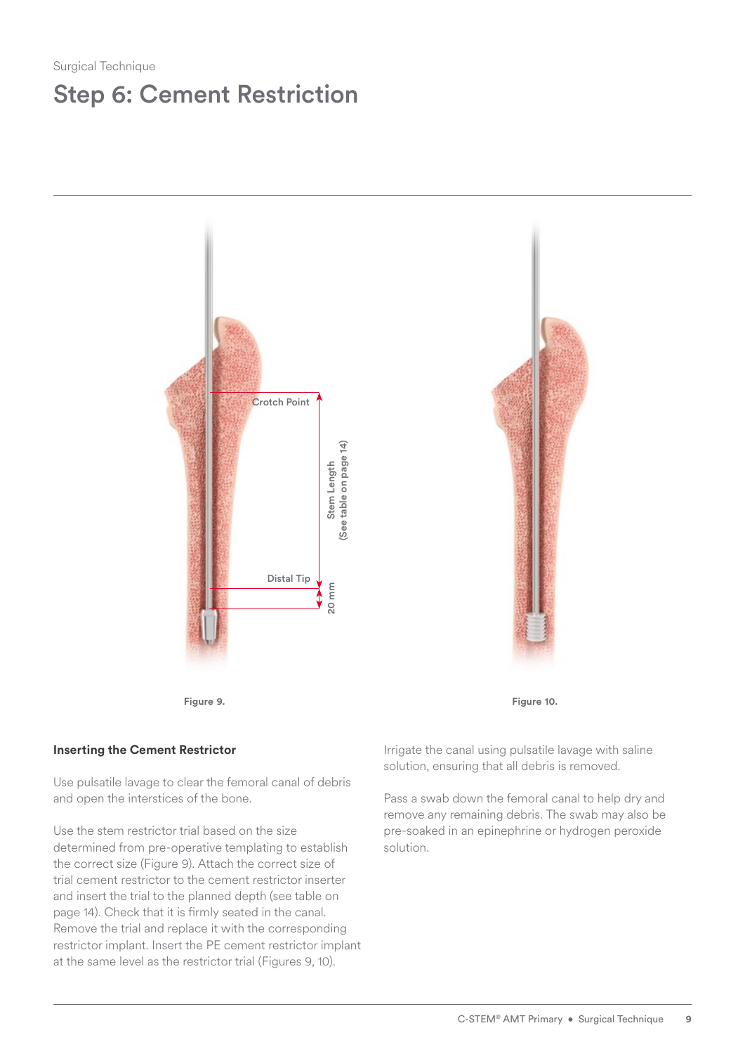Surgical Technique

# Step 6: Cement Restriction

Crotch Point

Stem Length
(See table on page 14)

Distal Tip

20 mm

Figure 9.

Figure 10.

### Inserting the Cement Restrictor

Use pulsatile lavage to clear the femoral canal of debris and open the interstices of the bone.

Use the stem restrictor trial based on the size determined from pre-operative templating to establish the correct size (Figure 9). Attach the correct size of trial cement restrictor to the cement restrictor inserter and insert the trial to the planned depth (see table on page 14). Check that it is firmly seated in the canal. Remove the trial and replace it with the corresponding restrictor implant. Insert the PE cement restrictor implant at the same level as the restrictor trial (Figures 9, 10).

Irrigate the canal using pulsatile lavage with saline solution, ensuring that all debris is removed.

Pass a swab down the femoral canal to help dry and remove any remaining debris. The swab may also be pre-soaked in an epinephrine or hydrogen peroxide solution.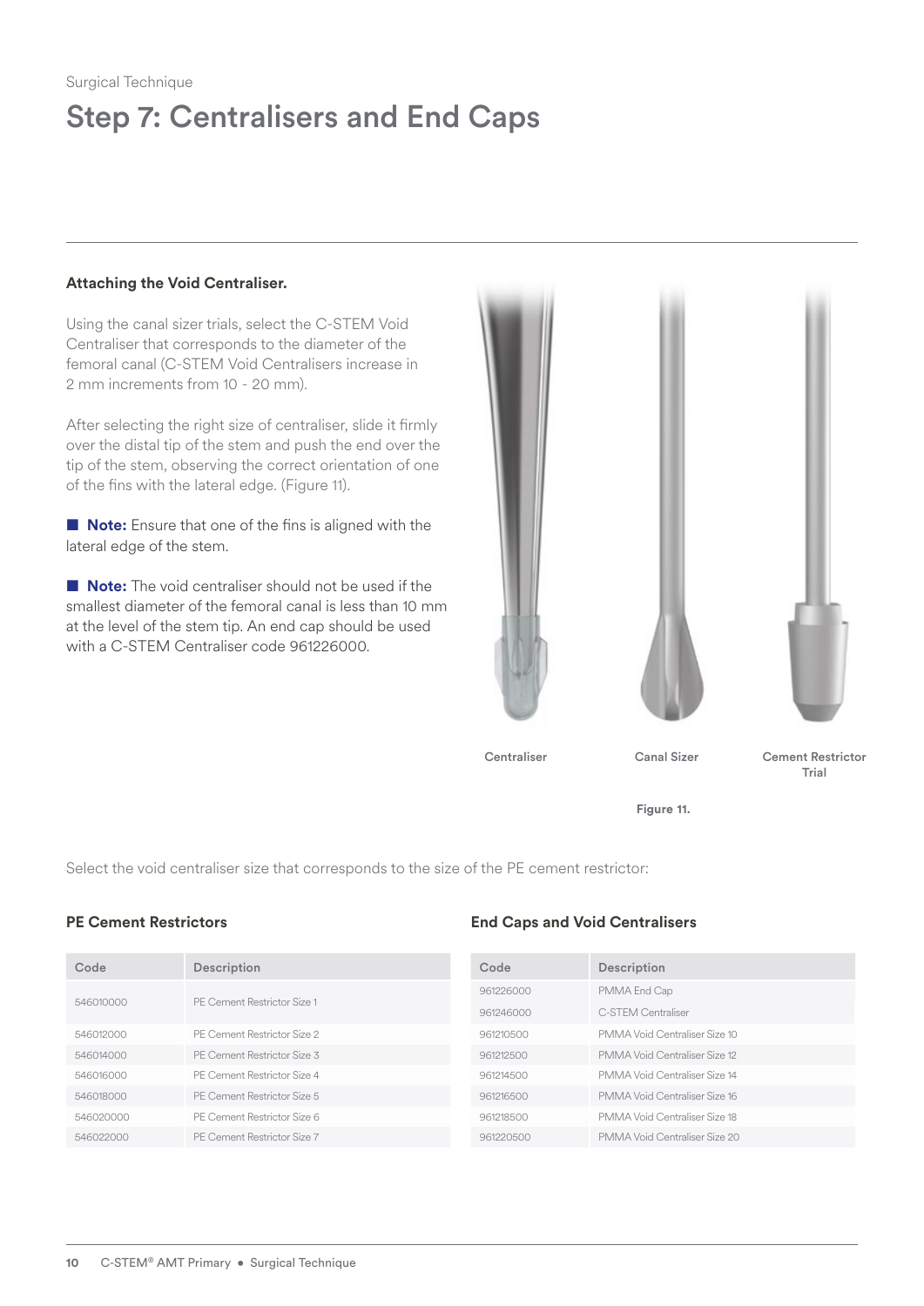Surgical Technique

# Step 7: Centralisers and End Caps

**Attaching the Void Centraliser.**

Using the canal sizer trials, select the C-STEM Void Centraliser that corresponds to the diameter of the femoral canal (C-STEM Void Centralisers increase in 2 mm increments from 10 - 20 mm).

After selecting the right size of centraliser, slide it firmly over the distal tip of the stem and push the end over the tip of the stem, observing the correct orientation of one of the fins with the lateral edge. (Figure 11).

■ **Note:** Ensure that one of the fins is aligned with the lateral edge of the stem.

■ **Note:** The void centraliser should not be used if the smallest diameter of the femoral canal is less than 10 mm at the level of the stem tip. An end cap should be used with a C-STEM Centraliser code 961226000.

Centraliser    Canal Sizer    Cement Restrictor Trial

Figure 11.

Select the void centraliser size that corresponds to the size of the PE cement restrictor:

**PE Cement Restrictors**

| Code | Description |
|---|---|
| 546010000 | PE Cement Restrictor Size 1 |
| 546012000 | PE Cement Restrictor Size 2 |
| 546014000 | PE Cement Restrictor Size 3 |
| 546016000 | PE Cement Restrictor Size 4 |
| 546018000 | PE Cement Restrictor Size 5 |
| 546020000 | PE Cement Restrictor Size 6 |
| 546022000 | PE Cement Restrictor Size 7 |

**End Caps and Void Centralisers**

| Code | Description |
|---|---|
| 961226000 | PMMA End Cap |
| 961246000 | C-STEM Centraliser |
| 961210500 | PMMA Void Centraliser Size 10 |
| 961212500 | PMMA Void Centraliser Size 12 |
| 961214500 | PMMA Void Centraliser Size 14 |
| 961216500 | PMMA Void Centraliser Size 16 |
| 961218500 | PMMA Void Centraliser Size 18 |
| 961220500 | PMMA Void Centraliser Size 20 |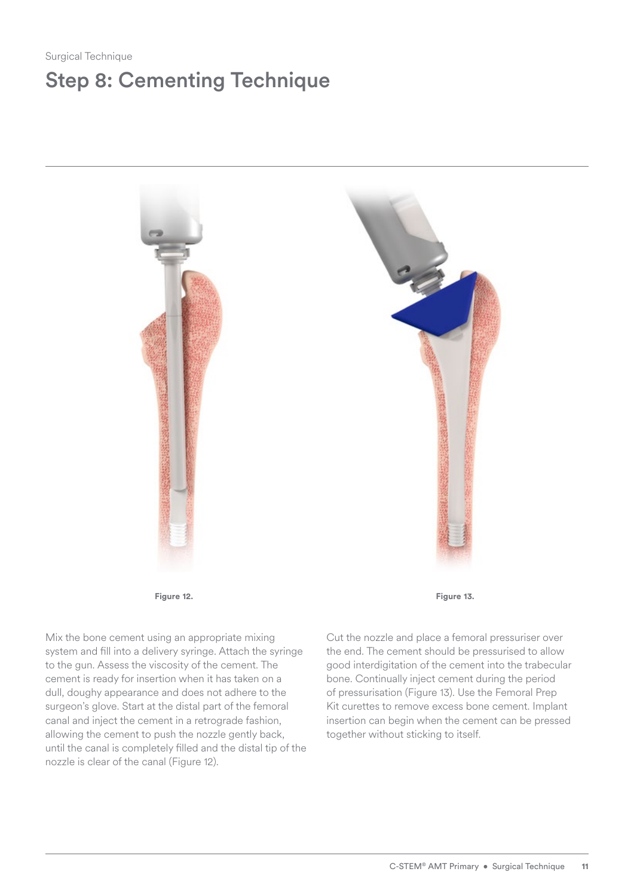Surgical Technique

# Step 8: Cementing Technique

Figure 12.

Figure 13.

Mix the bone cement using an appropriate mixing system and fill into a delivery syringe. Attach the syringe to the gun. Assess the viscosity of the cement. The cement is ready for insertion when it has taken on a dull, doughy appearance and does not adhere to the surgeon's glove. Start at the distal part of the femoral canal and inject the cement in a retrograde fashion, allowing the cement to push the nozzle gently back, until the canal is completely filled and the distal tip of the nozzle is clear of the canal (Figure 12).

Cut the nozzle and place a femoral pressuriser over the end. The cement should be pressurised to allow good interdigitation of the cement into the trabecular bone. Continually inject cement during the period of pressurisation (Figure 13). Use the Femoral Prep Kit curettes to remove excess bone cement. Implant insertion can begin when the cement can be pressed together without sticking to itself.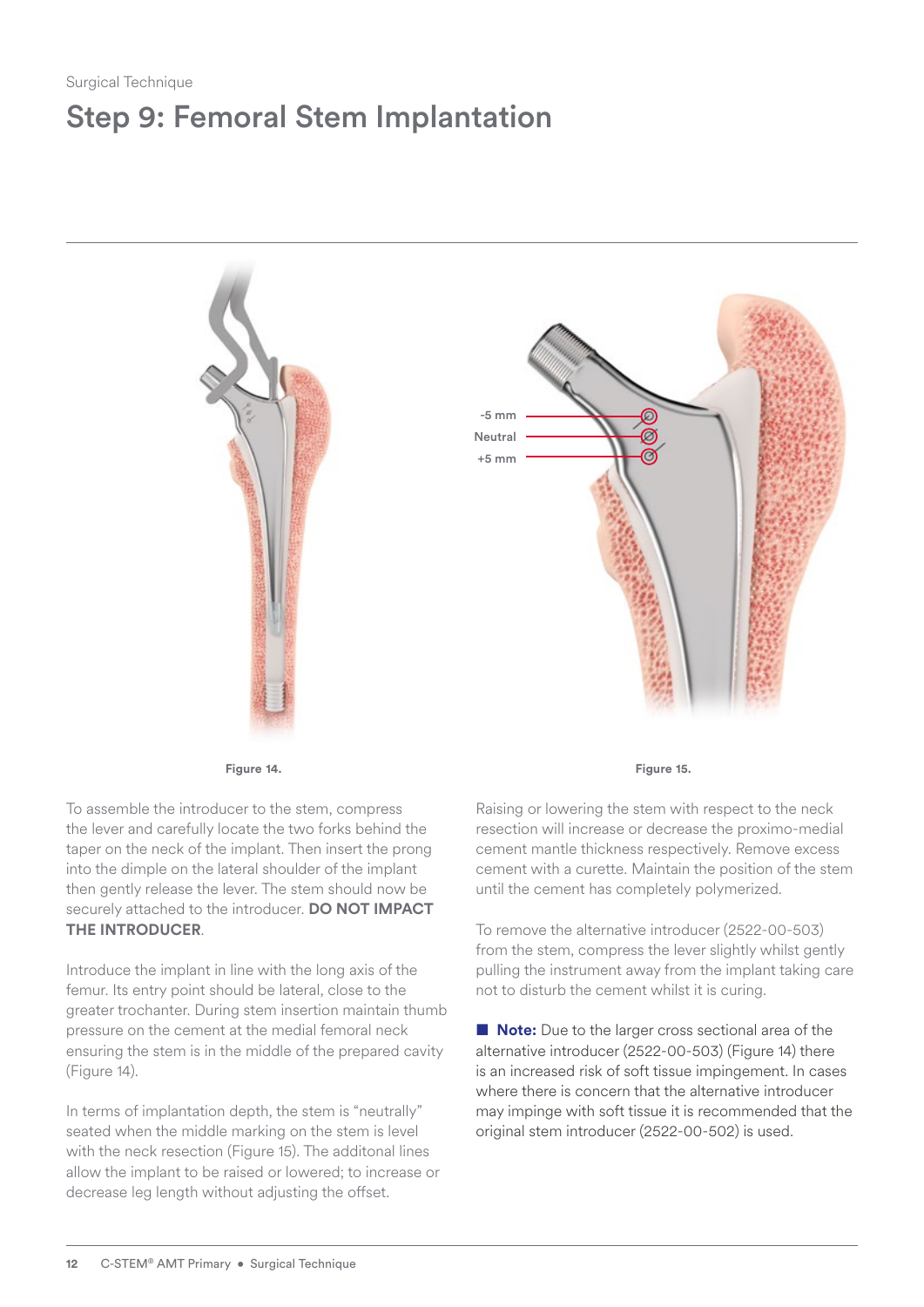Surgical Technique

# Step 9: Femoral Stem Implantation

-5 mm
Neutral
+5 mm

Figure 14.

Figure 15.

To assemble the introducer to the stem, compress the lever and carefully locate the two forks behind the taper on the neck of the implant. Then insert the prong into the dimple on the lateral shoulder of the implant then gently release the lever. The stem should now be securely attached to the introducer. **DO NOT IMPACT THE INTRODUCER**.

Introduce the implant in line with the long axis of the femur. Its entry point should be lateral, close to the greater trochanter. During stem insertion maintain thumb pressure on the cement at the medial femoral neck ensuring the stem is in the middle of the prepared cavity (Figure 14).

In terms of implantation depth, the stem is "neutrally" seated when the middle marking on the stem is level with the neck resection (Figure 15). The additonal lines allow the implant to be raised or lowered; to increase or decrease leg length without adjusting the offset.

Raising or lowering the stem with respect to the neck resection will increase or decrease the proximo-medial cement mantle thickness respectively. Remove excess cement with a curette. Maintain the position of the stem until the cement has completely polymerized.

To remove the alternative introducer (2522-00-503) from the stem, compress the lever slightly whilst gently pulling the instrument away from the implant taking care not to disturb the cement whilst it is curing.

**Note:** Due to the larger cross sectional area of the alternative introducer (2522-00-503) (Figure 14) there is an increased risk of soft tissue impingement. In cases where there is concern that the alternative introducer may impinge with soft tissue it is recommended that the original stem introducer (2522-00-502) is used.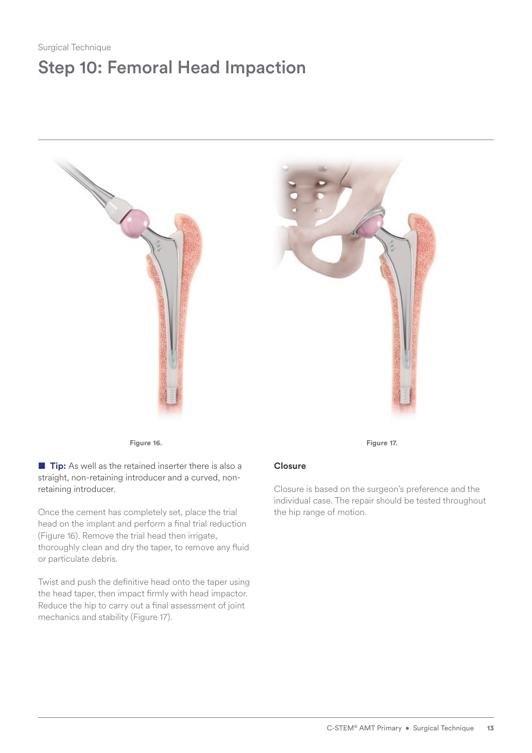Surgical Technique

# Step 10: Femoral Head Impaction

Figure 16.

Figure 17.

■ **Tip:** As well as the retained inserter there is also a straight, non-retaining introducer and a curved, non-retaining introducer.

Once the cement has completely set, place the trial head on the implant and perform a final trial reduction (Figure 16). Remove the trial head then irrigate, thoroughly clean and dry the taper, to remove any fluid or particulate debris.

Twist and push the definitive head onto the taper using the head taper, then impact firmly with head impactor. Reduce the hip to carry out a final assessment of joint mechanics and stability (Figure 17).

**Closure**

Closure is based on the surgeon's preference and the individual case. The repair should be tested throughout the hip range of motion.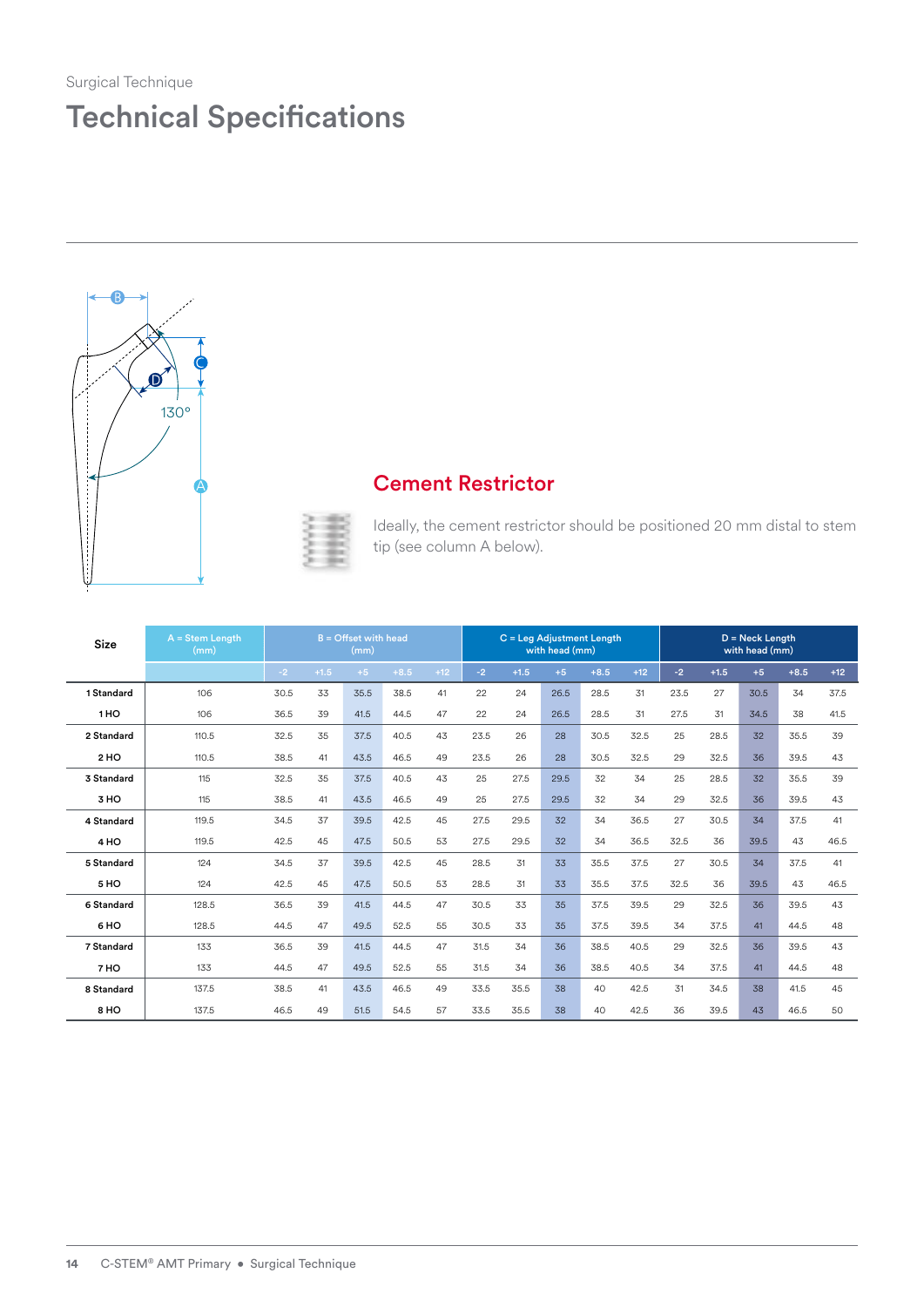Surgical Technique

# Technical Specifications

130°

## Cement Restrictor

Ideally, the cement restrictor should be positioned 20 mm distal to stem tip (see column A below).

| Size | A = Stem Length (mm) | B = Offset with head (mm) | | | | | C = Leg Adjustment Length with head (mm) | | | | | D = Neck Length with head (mm) | | | | |
|---|---|---|---|---|---|---|---|---|---|---|---|---|---|---|---|---|
| | | -2 | +1.5 | +5 | +8.5 | +12 | -2 | +1.5 | +5 | +8.5 | +12 | -2 | +1.5 | +5 | +8.5 | +12 |
| 1 Standard | 106 | 30.5 | 33 | 35.5 | 38.5 | 41 | 22 | 24 | 26.5 | 28.5 | 31 | 23.5 | 27 | 30.5 | 34 | 37.5 |
| 1 HO | 106 | 36.5 | 39 | 41.5 | 44.5 | 47 | 22 | 24 | 26.5 | 28.5 | 31 | 27.5 | 31 | 34.5 | 38 | 41.5 |
| 2 Standard | 110.5 | 32.5 | 35 | 37.5 | 40.5 | 43 | 23.5 | 26 | 28 | 30.5 | 32.5 | 25 | 28.5 | 32 | 35.5 | 39 |
| 2 HO | 110.5 | 38.5 | 41 | 43.5 | 46.5 | 49 | 23.5 | 26 | 28 | 30.5 | 32.5 | 29 | 32.5 | 36 | 39.5 | 43 |
| 3 Standard | 115 | 32.5 | 35 | 37.5 | 40.5 | 43 | 25 | 27.5 | 29.5 | 32 | 34 | 25 | 28.5 | 32 | 35.5 | 39 |
| 3 HO | 115 | 38.5 | 41 | 43.5 | 46.5 | 49 | 25 | 27.5 | 29.5 | 32 | 34 | 29 | 32.5 | 36 | 39.5 | 43 |
| 4 Standard | 119.5 | 34.5 | 37 | 39.5 | 42.5 | 45 | 27.5 | 29.5 | 32 | 34 | 36.5 | 27 | 30.5 | 34 | 37.5 | 41 |
| 4 HO | 119.5 | 42.5 | 45 | 47.5 | 50.5 | 53 | 27.5 | 29.5 | 32 | 34 | 36.5 | 32.5 | 36 | 39.5 | 43 | 46.5 |
| 5 Standard | 124 | 34.5 | 37 | 39.5 | 42.5 | 45 | 28.5 | 31 | 33 | 35.5 | 37.5 | 27 | 30.5 | 34 | 37.5 | 41 |
| 5 HO | 124 | 42.5 | 45 | 47.5 | 50.5 | 53 | 28.5 | 31 | 33 | 35.5 | 37.5 | 32.5 | 36 | 39.5 | 43 | 46.5 |
| 6 Standard | 128.5 | 36.5 | 39 | 41.5 | 44.5 | 47 | 30.5 | 33 | 35 | 37.5 | 39.5 | 29 | 32.5 | 36 | 39.5 | 43 |
| 6 HO | 128.5 | 44.5 | 47 | 49.5 | 52.5 | 55 | 30.5 | 33 | 35 | 37.5 | 39.5 | 34 | 37.5 | 41 | 44.5 | 48 |
| 7 Standard | 133 | 36.5 | 39 | 41.5 | 44.5 | 47 | 31.5 | 34 | 36 | 38.5 | 40.5 | 29 | 32.5 | 36 | 39.5 | 43 |
| 7 HO | 133 | 44.5 | 47 | 49.5 | 52.5 | 55 | 31.5 | 34 | 36 | 38.5 | 40.5 | 34 | 37.5 | 41 | 44.5 | 48 |
| 8 Standard | 137.5 | 38.5 | 41 | 43.5 | 46.5 | 49 | 33.5 | 35.5 | 38 | 40 | 42.5 | 31 | 34.5 | 38 | 41.5 | 45 |
| 8 HO | 137.5 | 46.5 | 49 | 51.5 | 54.5 | 57 | 33.5 | 35.5 | 38 | 40 | 42.5 | 36 | 39.5 | 43 | 46.5 | 50 |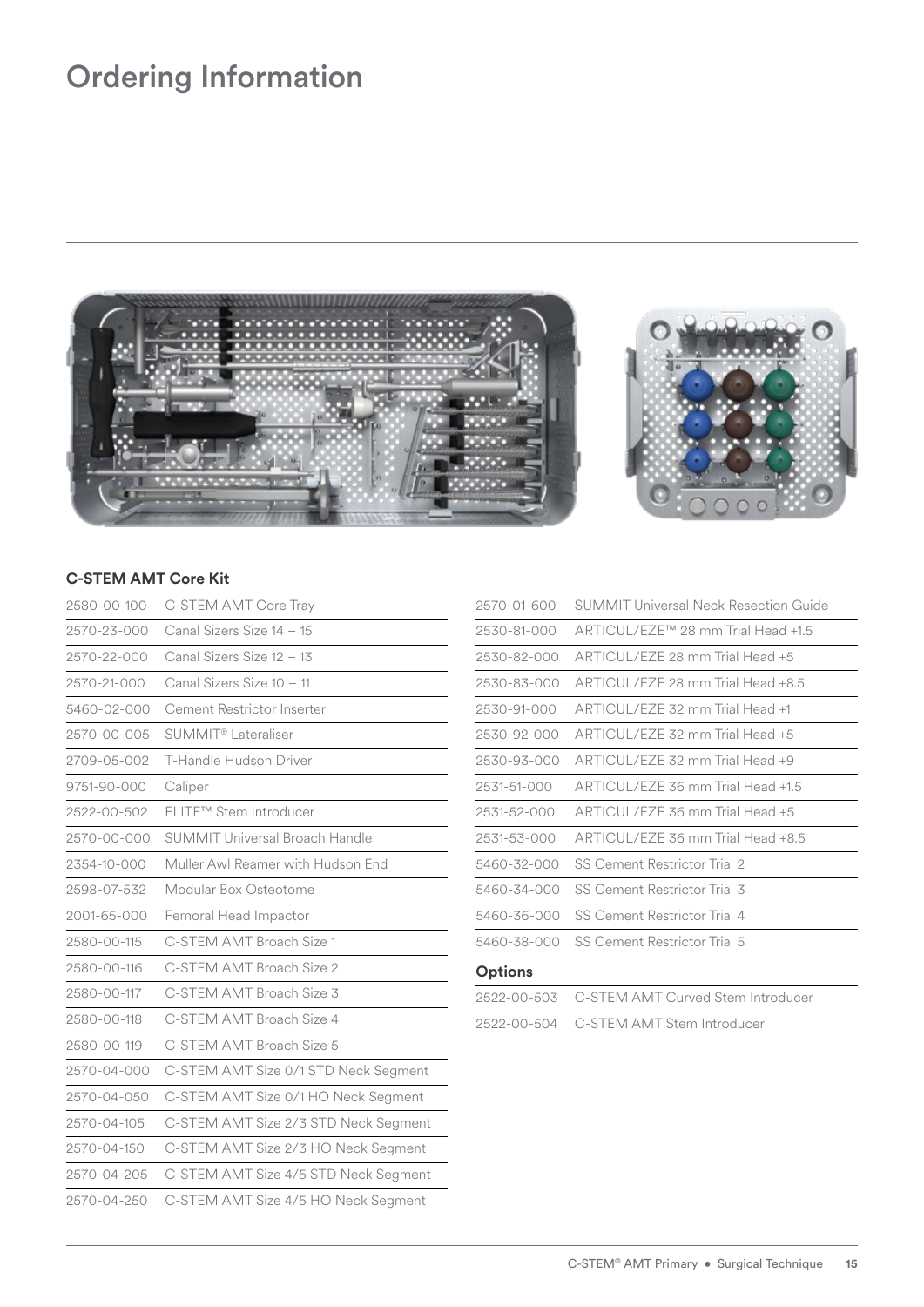# Ordering Information

### C-STEM AMT Core Kit

| | |
|---|---|
| 2580-00-100 | C-STEM AMT Core Tray |
| 2570-23-000 | Canal Sizers Size 14 – 15 |
| 2570-22-000 | Canal Sizers Size 12 – 13 |
| 2570-21-000 | Canal Sizers Size 10 – 11 |
| 5460-02-000 | Cement Restrictor Inserter |
| 2570-00-005 | SUMMIT® Lateraliser |
| 2709-05-002 | T-Handle Hudson Driver |
| 9751-90-000 | Caliper |
| 2522-00-502 | ELITE™ Stem Introducer |
| 2570-00-000 | SUMMIT Universal Broach Handle |
| 2354-10-000 | Muller Awl Reamer with Hudson End |
| 2598-07-532 | Modular Box Osteotome |
| 2001-65-000 | Femoral Head Impactor |
| 2580-00-115 | C-STEM AMT Broach Size 1 |
| 2580-00-116 | C-STEM AMT Broach Size 2 |
| 2580-00-117 | C-STEM AMT Broach Size 3 |
| 2580-00-118 | C-STEM AMT Broach Size 4 |
| 2580-00-119 | C-STEM AMT Broach Size 5 |
| 2570-04-000 | C-STEM AMT Size 0/1 STD Neck Segment |
| 2570-04-050 | C-STEM AMT Size 0/1 HO Neck Segment |
| 2570-04-105 | C-STEM AMT Size 2/3 STD Neck Segment |
| 2570-04-150 | C-STEM AMT Size 2/3 HO Neck Segment |
| 2570-04-205 | C-STEM AMT Size 4/5 STD Neck Segment |
| 2570-04-250 | C-STEM AMT Size 4/5 HO Neck Segment |
| 2570-01-600 | SUMMIT Universal Neck Resection Guide |
| 2530-81-000 | ARTICUL/EZE™ 28 mm Trial Head +1.5 |
| 2530-82-000 | ARTICUL/EZE 28 mm Trial Head +5 |
| 2530-83-000 | ARTICUL/EZE 28 mm Trial Head +8.5 |
| 2530-91-000 | ARTICUL/EZE 32 mm Trial Head +1 |
| 2530-92-000 | ARTICUL/EZE 32 mm Trial Head +5 |
| 2530-93-000 | ARTICUL/EZE 32 mm Trial Head +9 |
| 2531-51-000 | ARTICUL/EZE 36 mm Trial Head +1.5 |
| 2531-52-000 | ARTICUL/EZE 36 mm Trial Head +5 |
| 2531-53-000 | ARTICUL/EZE 36 mm Trial Head +8.5 |
| 5460-32-000 | SS Cement Restrictor Trial 2 |
| 5460-34-000 | SS Cement Restrictor Trial 3 |
| 5460-36-000 | SS Cement Restrictor Trial 4 |
| 5460-38-000 | SS Cement Restrictor Trial 5 |

### Options

| | |
|---|---|
| 2522-00-503 | C-STEM AMT Curved Stem Introducer |
| 2522-00-504 | C-STEM AMT Stem Introducer |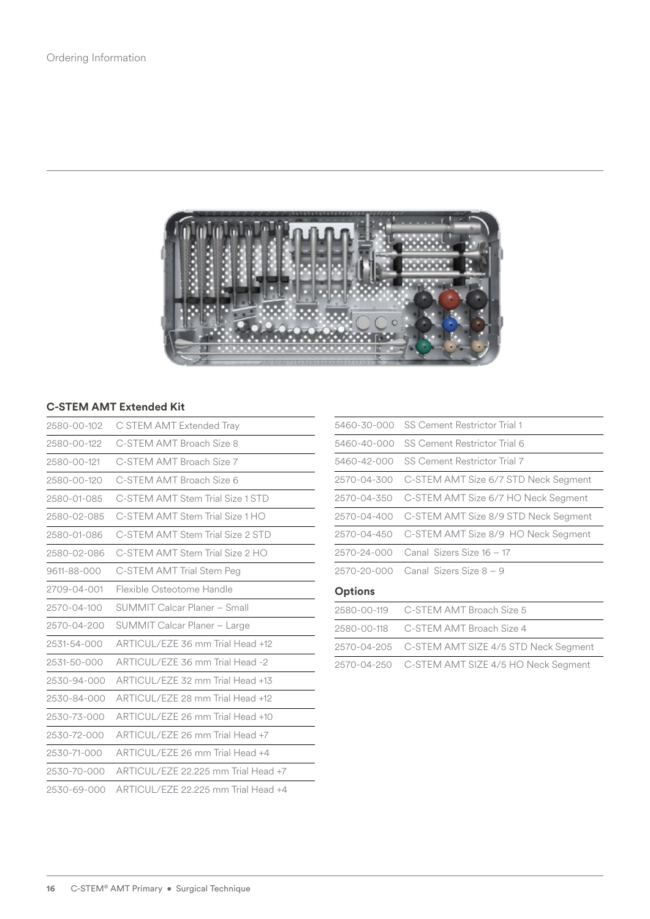Ordering Information

## C-STEM AMT Extended Kit

| | |
|---|---|
| 2580-00-102 | C STEM AMT Extended Tray |
| 2580-00-122 | C-STEM AMT Broach Size 8 |
| 2580-00-121 | C-STEM AMT Broach Size 7 |
| 2580-00-120 | C-STEM AMT Broach Size 6 |
| 2580-01-085 | C-STEM AMT Stem Trial Size 1 STD |
| 2580-02-085 | C-STEM AMT Stem Trial Size 1 HO |
| 2580-01-086 | C-STEM AMT Stem Trial Size 2 STD |
| 2580-02-086 | C-STEM AMT Stem Trial Size 2 HO |
| 9611-88-000 | C-STEM AMT Trial Stem Peg |
| 2709-04-001 | Flexible Osteotome Handle |
| 2570-04-100 | SUMMIT Calcar Planer – Small |
| 2570-04-200 | SUMMIT Calcar Planer – Large |
| 2531-54-000 | ARTICUL/EZE 36 mm Trial Head +12 |
| 2531-50-000 | ARTICUL/EZE 36 mm Trial Head -2 |
| 2530-94-000 | ARTICUL/EZE 32 mm Trial Head +13 |
| 2530-84-000 | ARTICUL/EZE 28 mm Trial Head +12 |
| 2530-73-000 | ARTICUL/EZE 26 mm Trial Head +10 |
| 2530-72-000 | ARTICUL/EZE 26 mm Trial Head +7 |
| 2530-71-000 | ARTICUL/EZE 26 mm Trial Head +4 |
| 2530-70-000 | ARTICUL/EZE 22.225 mm Trial Head +7 |
| 2530-69-000 | ARTICUL/EZE 22.225 mm Trial Head +4 |
| 5460-30-000 | SS Cement Restrictor Trial 1 |
| 5460-40-000 | SS Cement Restrictor Trial 6 |
| 5460-42-000 | SS Cement Restrictor Trial 7 |
| 2570-04-300 | C-STEM AMT Size 6/7 STD Neck Segment |
| 2570-04-350 | C-STEM AMT Size 6/7 HO Neck Segment |
| 2570-04-400 | C-STEM AMT Size 8/9 STD Neck Segment |
| 2570-04-450 | C-STEM AMT Size 8/9 HO Neck Segment |
| 2570-24-000 | Canal Sizers Size 16 – 17 |
| 2570-20-000 | Canal Sizers Size 8 – 9 |

### Options

| | |
|---|---|
| 2580-00-119 | C-STEM AMT Broach Size 5 |
| 2580-00-118 | C-STEM AMT Broach Size 4 |
| 2570-04-205 | C-STEM AMT SIZE 4/5 STD Neck Segment |
| 2570-04-250 | C-STEM AMT SIZE 4/5 HO Neck Segment |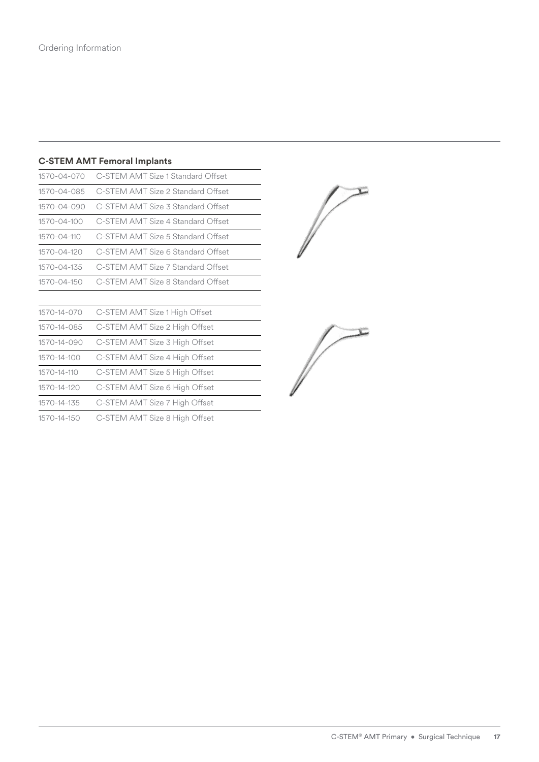Ordering Information

## C-STEM AMT Femoral Implants

| | |
|---|---|
| 1570-04-070 | C-STEM AMT Size 1 Standard Offset |
| 1570-04-085 | C-STEM AMT Size 2 Standard Offset |
| 1570-04-090 | C-STEM AMT Size 3 Standard Offset |
| 1570-04-100 | C-STEM AMT Size 4 Standard Offset |
| 1570-04-110 | C-STEM AMT Size 5 Standard Offset |
| 1570-04-120 | C-STEM AMT Size 6 Standard Offset |
| 1570-04-135 | C-STEM AMT Size 7 Standard Offset |
| 1570-04-150 | C-STEM AMT Size 8 Standard Offset |

| | |
|---|---|
| 1570-14-070 | C-STEM AMT Size 1 High Offset |
| 1570-14-085 | C-STEM AMT Size 2 High Offset |
| 1570-14-090 | C-STEM AMT Size 3 High Offset |
| 1570-14-100 | C-STEM AMT Size 4 High Offset |
| 1570-14-110 | C-STEM AMT Size 5 High Offset |
| 1570-14-120 | C-STEM AMT Size 6 High Offset |
| 1570-14-135 | C-STEM AMT Size 7 High Offset |
| 1570-14-150 | C-STEM AMT Size 8 High Offset |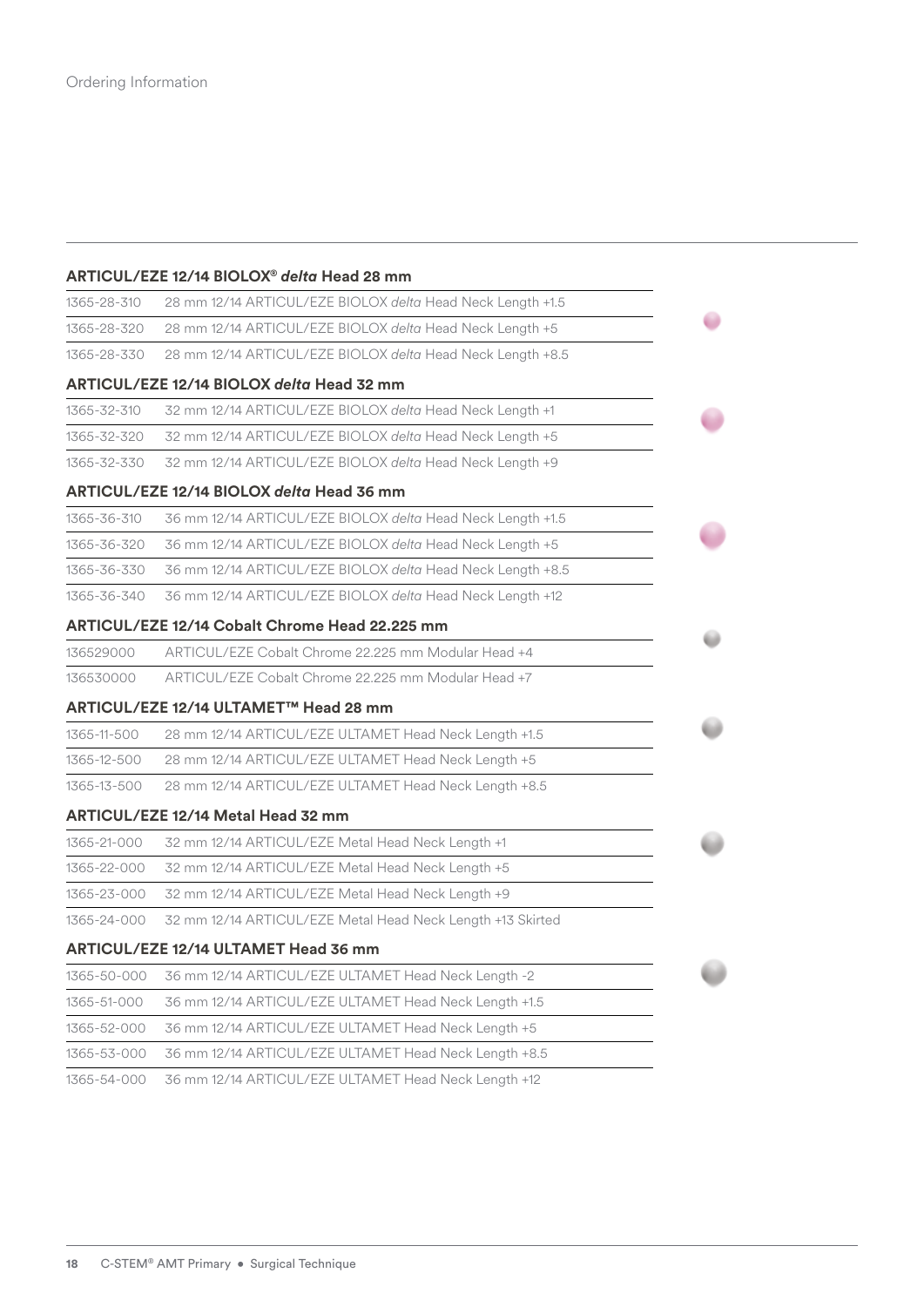Ordering Information

### ARTICUL/EZE 12/14 BIOLOX® *delta* Head 28 mm

| | |
|---|---|
| 1365-28-310 | 28 mm 12/14 ARTICUL/EZE BIOLOX *delta* Head Neck Length +1.5 |
| 1365-28-320 | 28 mm 12/14 ARTICUL/EZE BIOLOX *delta* Head Neck Length +5 |
| 1365-28-330 | 28 mm 12/14 ARTICUL/EZE BIOLOX *delta* Head Neck Length +8.5 |

### ARTICUL/EZE 12/14 BIOLOX *delta* Head 32 mm

| | |
|---|---|
| 1365-32-310 | 32 mm 12/14 ARTICUL/EZE BIOLOX *delta* Head Neck Length +1 |
| 1365-32-320 | 32 mm 12/14 ARTICUL/EZE BIOLOX *delta* Head Neck Length +5 |
| 1365-32-330 | 32 mm 12/14 ARTICUL/EZE BIOLOX *delta* Head Neck Length +9 |

### ARTICUL/EZE 12/14 BIOLOX *delta* Head 36 mm

| | |
|---|---|
| 1365-36-310 | 36 mm 12/14 ARTICUL/EZE BIOLOX *delta* Head Neck Length +1.5 |
| 1365-36-320 | 36 mm 12/14 ARTICUL/EZE BIOLOX *delta* Head Neck Length +5 |
| 1365-36-330 | 36 mm 12/14 ARTICUL/EZE BIOLOX *delta* Head Neck Length +8.5 |
| 1365-36-340 | 36 mm 12/14 ARTICUL/EZE BIOLOX *delta* Head Neck Length +12 |

### ARTICUL/EZE 12/14 Cobalt Chrome Head 22.225 mm

| | |
|---|---|
| 136529000 | ARTICUL/EZE Cobalt Chrome 22.225 mm Modular Head +4 |
| 136530000 | ARTICUL/EZE Cobalt Chrome 22.225 mm Modular Head +7 |

### ARTICUL/EZE 12/14 ULTAMET™ Head 28 mm

| | |
|---|---|
| 1365-11-500 | 28 mm 12/14 ARTICUL/EZE ULTAMET Head Neck Length +1.5 |
| 1365-12-500 | 28 mm 12/14 ARTICUL/EZE ULTAMET Head Neck Length +5 |
| 1365-13-500 | 28 mm 12/14 ARTICUL/EZE ULTAMET Head Neck Length +8.5 |

### ARTICUL/EZE 12/14 Metal Head 32 mm

| | |
|---|---|
| 1365-21-000 | 32 mm 12/14 ARTICUL/EZE Metal Head Neck Length +1 |
| 1365-22-000 | 32 mm 12/14 ARTICUL/EZE Metal Head Neck Length +5 |
| 1365-23-000 | 32 mm 12/14 ARTICUL/EZE Metal Head Neck Length +9 |
| 1365-24-000 | 32 mm 12/14 ARTICUL/EZE Metal Head Neck Length +13 Skirted |

### ARTICUL/EZE 12/14 ULTAMET Head 36 mm

| | |
|---|---|
| 1365-50-000 | 36 mm 12/14 ARTICUL/EZE ULTAMET Head Neck Length -2 |
| 1365-51-000 | 36 mm 12/14 ARTICUL/EZE ULTAMET Head Neck Length +1.5 |
| 1365-52-000 | 36 mm 12/14 ARTICUL/EZE ULTAMET Head Neck Length +5 |
| 1365-53-000 | 36 mm 12/14 ARTICUL/EZE ULTAMET Head Neck Length +8.5 |
| 1365-54-000 | 36 mm 12/14 ARTICUL/EZE ULTAMET Head Neck Length +12 |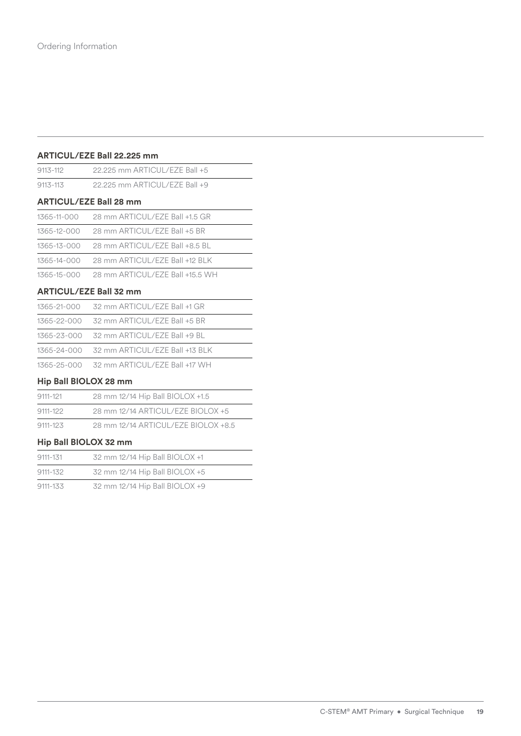## Ordering Information

### ARTICUL/EZE Ball 22.225 mm

| | |
|---|---|
| 9113-112 | 22.225 mm ARTICUL/EZE Ball +5 |
| 9113-113 | 22.225 mm ARTICUL/EZE Ball +9 |

### ARTICUL/EZE Ball 28 mm

| | |
|---|---|
| 1365-11-000 | 28 mm ARTICUL/EZE Ball +1.5 GR |
| 1365-12-000 | 28 mm ARTICUL/EZE Ball +5 BR |
| 1365-13-000 | 28 mm ARTICUL/EZE Ball +8.5 BL |
| 1365-14-000 | 28 mm ARTICUL/EZE Ball +12 BLK |
| 1365-15-000 | 28 mm ARTICUL/EZE Ball +15.5 WH |

### ARTICUL/EZE Ball 32 mm

| | |
|---|---|
| 1365-21-000 | 32 mm ARTICUL/EZE Ball +1 GR |
| 1365-22-000 | 32 mm ARTICUL/EZE Ball +5 BR |
| 1365-23-000 | 32 mm ARTICUL/EZE Ball +9 BL |
| 1365-24-000 | 32 mm ARTICUL/EZE Ball +13 BLK |
| 1365-25-000 | 32 mm ARTICUL/EZE Ball +17 WH |

### Hip Ball BIOLOX 28 mm

| | |
|---|---|
| 9111-121 | 28 mm 12/14 Hip Ball BIOLOX +1.5 |
| 9111-122 | 28 mm 12/14 ARTICUL/EZE BIOLOX +5 |
| 9111-123 | 28 mm 12/14 ARTICUL/EZE BIOLOX +8.5 |

### Hip Ball BIOLOX 32 mm

| | |
|---|---|
| 9111-131 | 32 mm 12/14 Hip Ball BIOLOX +1 |
| 9111-132 | 32 mm 12/14 Hip Ball BIOLOX +5 |
| 9111-133 | 32 mm 12/14 Hip Ball BIOLOX +9 |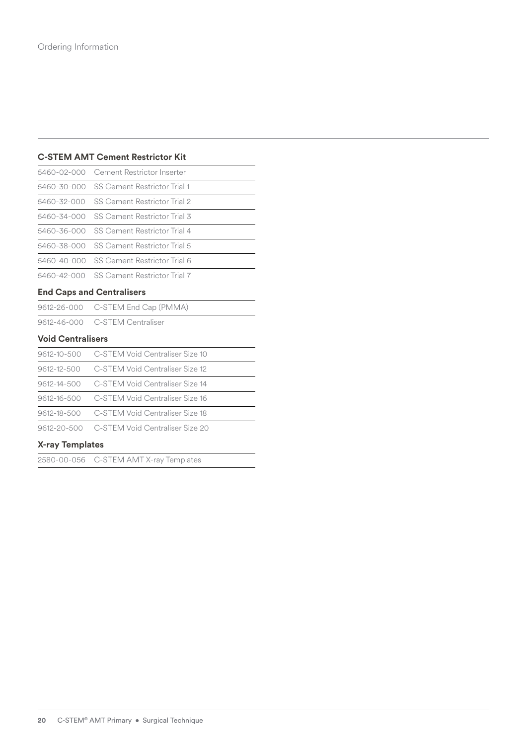Ordering Information

### C-STEM AMT Cement Restrictor Kit

| | |
|---|---|
| 5460-02-000 | Cement Restrictor Inserter |
| 5460-30-000 | SS Cement Restrictor Trial 1 |
| 5460-32-000 | SS Cement Restrictor Trial 2 |
| 5460-34-000 | SS Cement Restrictor Trial 3 |
| 5460-36-000 | SS Cement Restrictor Trial 4 |
| 5460-38-000 | SS Cement Restrictor Trial 5 |
| 5460-40-000 | SS Cement Restrictor Trial 6 |
| 5460-42-000 | SS Cement Restrictor Trial 7 |

### End Caps and Centralisers

| | |
|---|---|
| 9612-26-000 | C-STEM End Cap (PMMA) |
| 9612-46-000 | C-STEM Centraliser |

### Void Centralisers

| | |
|---|---|
| 9612-10-500 | C-STEM Void Centraliser Size 10 |
| 9612-12-500 | C-STEM Void Centraliser Size 12 |
| 9612-14-500 | C-STEM Void Centraliser Size 14 |
| 9612-16-500 | C-STEM Void Centraliser Size 16 |
| 9612-18-500 | C-STEM Void Centraliser Size 18 |
| 9612-20-500 | C-STEM Void Centraliser Size 20 |

### X-ray Templates

| | |
|---|---|
| 2580-00-056 | C-STEM AMT X-ray Templates |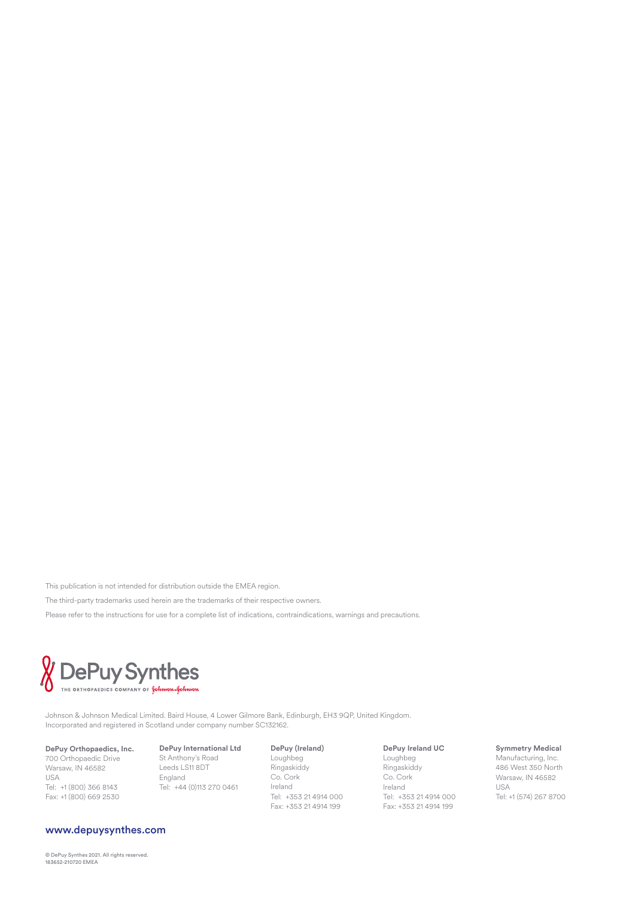This publication is not intended for distribution outside the EMEA region.

The third-party trademarks used herein are the trademarks of their respective owners.

Please refer to the instructions for use for a complete list of indications, contraindications, warnings and precautions.

DePuy Synthes
THE ORTHOPAEDICS COMPANY OF Johnson & Johnson

Johnson & Johnson Medical Limited. Baird House, 4 Lower Gilmore Bank, Edinburgh, EH3 9QP, United Kingdom.
Incorporated and registered in Scotland under company number SC132162.

**DePuy Orthopaedics, Inc.**
700 Orthopaedic Drive
Warsaw, IN 46582
USA
Tel: +1 (800) 366 8143
Fax: +1 (800) 669 2530

**DePuy International Ltd**
St Anthony's Road
Leeds LS11 8DT
England
Tel: +44 (0)113 270 0461

**DePuy (Ireland)**
Loughbeg
Ringaskiddy
Co. Cork
Ireland
Tel: +353 21 4914 000
Fax: +353 21 4914 199

**DePuy Ireland UC**
Loughbeg
Ringaskiddy
Co. Cork
Ireland
Tel: +353 21 4914 000
Fax: +353 21 4914 199

**Symmetry Medical**
Manufacturing, Inc.
486 West 350 North
Warsaw, IN 46582
USA
Tel: +1 (574) 267 8700

**www.depuysynthes.com**

© DePuy Synthes 2021. All rights reserved.
183652-210720 EMEA